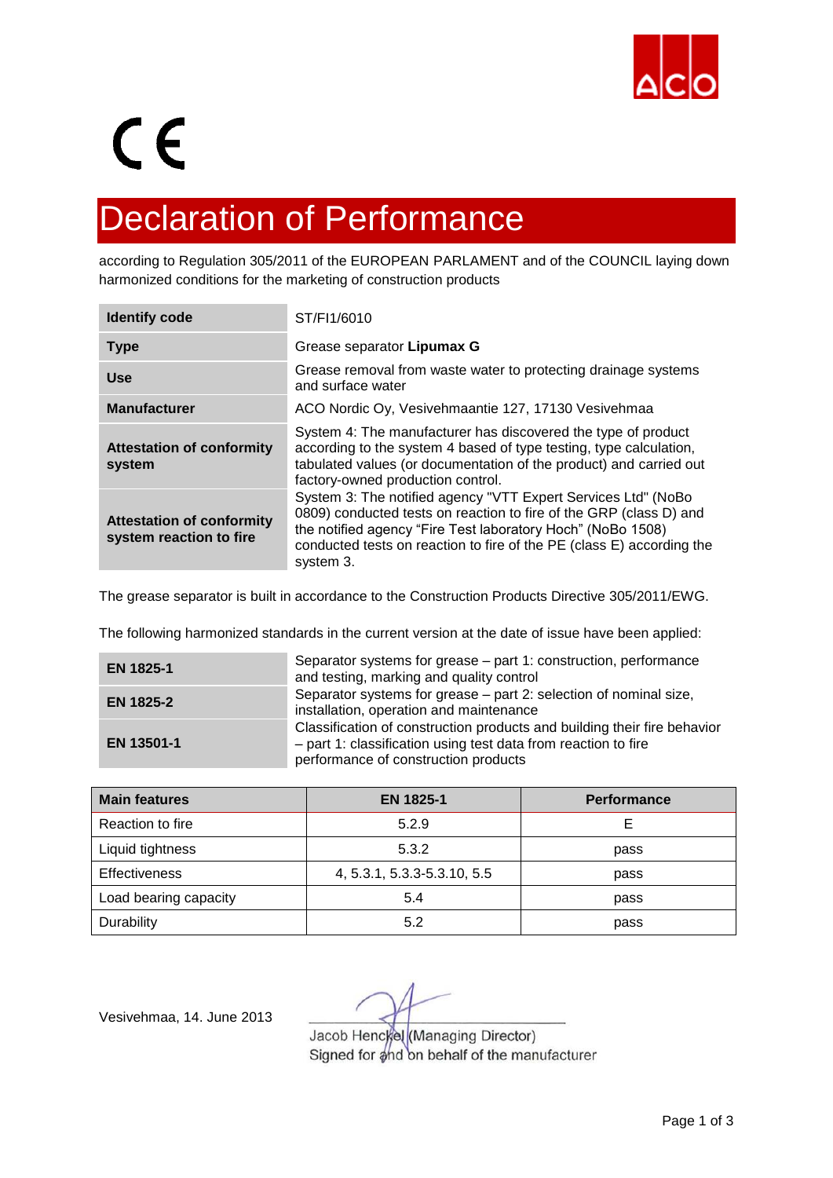CE

# Declaration of Performance

according to Regulation 305/2011 of the EUROPEAN PARLAMENT and of the COUNCIL laying down harmonized conditions for the marketing of construction products

| | |
|---|---|
| **Identify code** | ST/FI1/6010 |
| **Type** | Grease separator **Lipumax G** |
| **Use** | Grease removal from waste water to protecting drainage systems and surface water |
| **Manufacturer** | ACO Nordic Oy, Vesivehmaantie 127, 17130 Vesivehmaa |
| **Attestation of conformity system** | System 4: The manufacturer has discovered the type of product according to the system 4 based of type testing, type calculation, tabulated values (or documentation of the product) and carried out factory-owned production control. |
| **Attestation of conformity system reaction to fire** | System 3: The notified agency "VTT Expert Services Ltd" (NoBo 0809) conducted tests on reaction to fire of the GRP (class D) and the notified agency "Fire Test laboratory Hoch" (NoBo 1508) conducted tests on reaction to fire of the PE (class E) according the system 3. |

The grease separator is built in accordance to the Construction Products Directive 305/2011/EWG.

The following harmonized standards in the current version at the date of issue have been applied:

| | |
|---|---|
| **EN 1825-1** | Separator systems for grease – part 1: construction, performance and testing, marking and quality control |
| **EN 1825-2** | Separator systems for grease – part 2: selection of nominal size, installation, operation and maintenance |
| **EN 13501-1** | Classification of construction products and building their fire behavior – part 1: classification using test data from reaction to fire performance of construction products |

| Main features | EN 1825-1 | Performance |
|---|---|---|
| Reaction to fire | 5.2.9 | E |
| Liquid tightness | 5.3.2 | pass |
| Effectiveness | 4, 5.3.1, 5.3.3-5.3.10, 5.5 | pass |
| Load bearing capacity | 5.4 | pass |
| Durability | 5.2 | pass |

Vesivehmaa, 14. June 2013

Jacob Henckel (Managing Director)
Signed for and on behalf of the manufacturer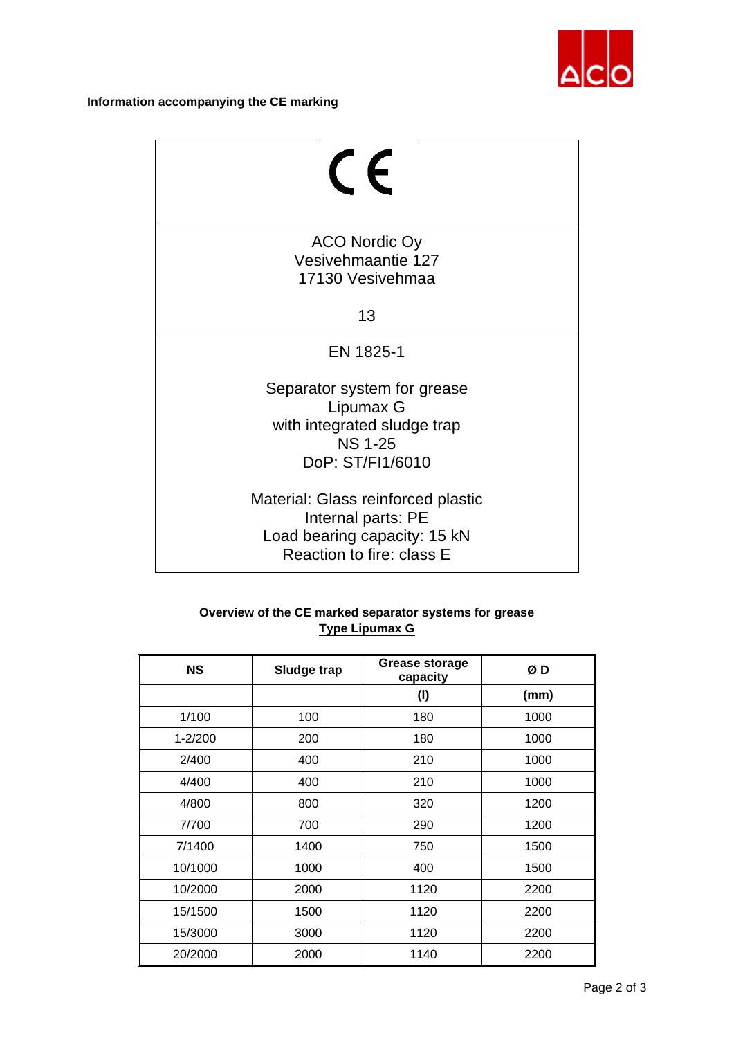**Information accompanying the CE marking**

CE

ACO Nordic Oy
Vesivehmaantie 127
17130 Vesivehmaa

13

EN 1825-1

Separator system for grease
Lipumax G
with integrated sludge trap
NS 1-25
DoP: ST/FI1/6010

Material: Glass reinforced plastic
Internal parts: PE
Load bearing capacity: 15 kN
Reaction to fire: class E

**Overview of the CE marked separator systems for grease**
**Type Lipumax G**

| NS | Sludge trap | Grease storage capacity | Ø D |
|---|---|---|---|
| | | (l) | (mm) |
| 1/100 | 100 | 180 | 1000 |
| 1-2/200 | 200 | 180 | 1000 |
| 2/400 | 400 | 210 | 1000 |
| 4/400 | 400 | 210 | 1000 |
| 4/800 | 800 | 320 | 1200 |
| 7/700 | 700 | 290 | 1200 |
| 7/1400 | 1400 | 750 | 1500 |
| 10/1000 | 1000 | 400 | 1500 |
| 10/2000 | 2000 | 1120 | 2200 |
| 15/1500 | 1500 | 1120 | 2200 |
| 15/3000 | 3000 | 1120 | 2200 |
| 20/2000 | 2000 | 1140 | 2200 |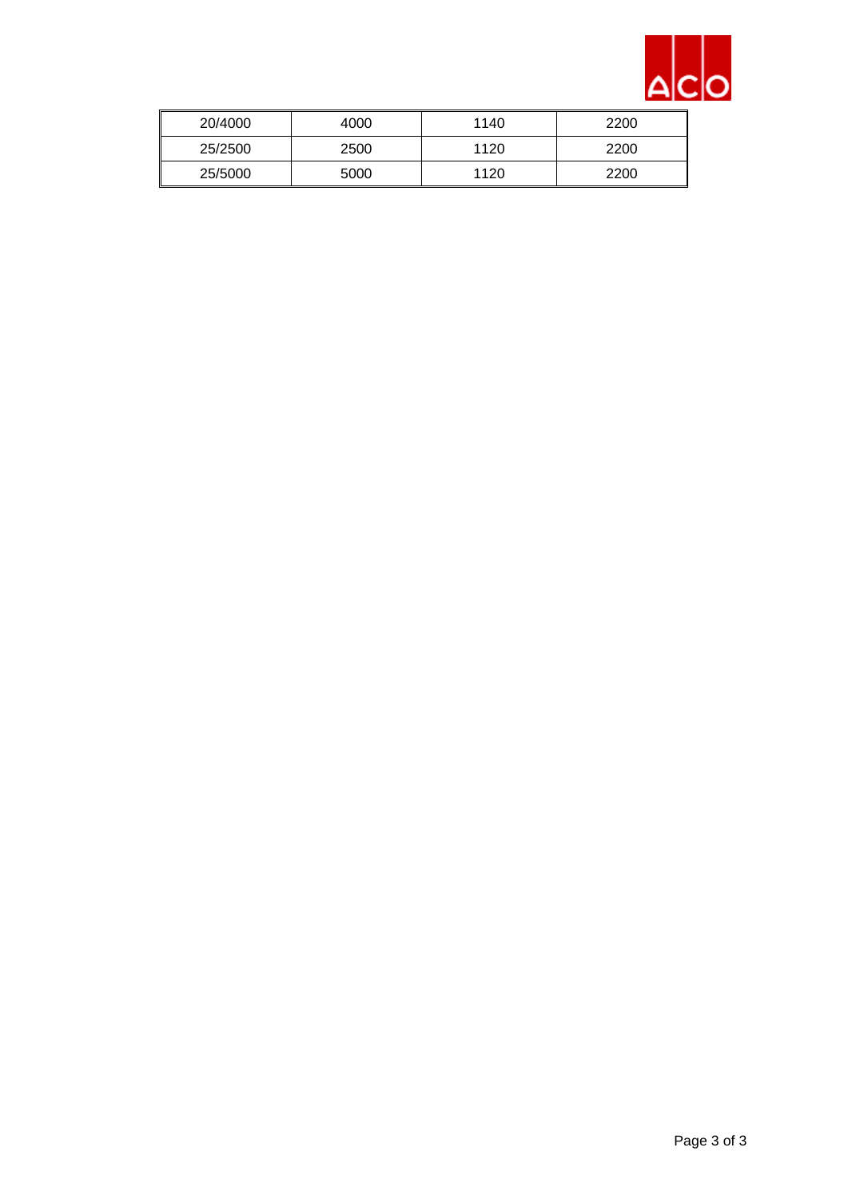| | | | |
|---|---|---|---|
| 20/4000 | 4000 | 1140 | 2200 |
| 25/2500 | 2500 | 1120 | 2200 |
| 25/5000 | 5000 | 1120 | 2200 |